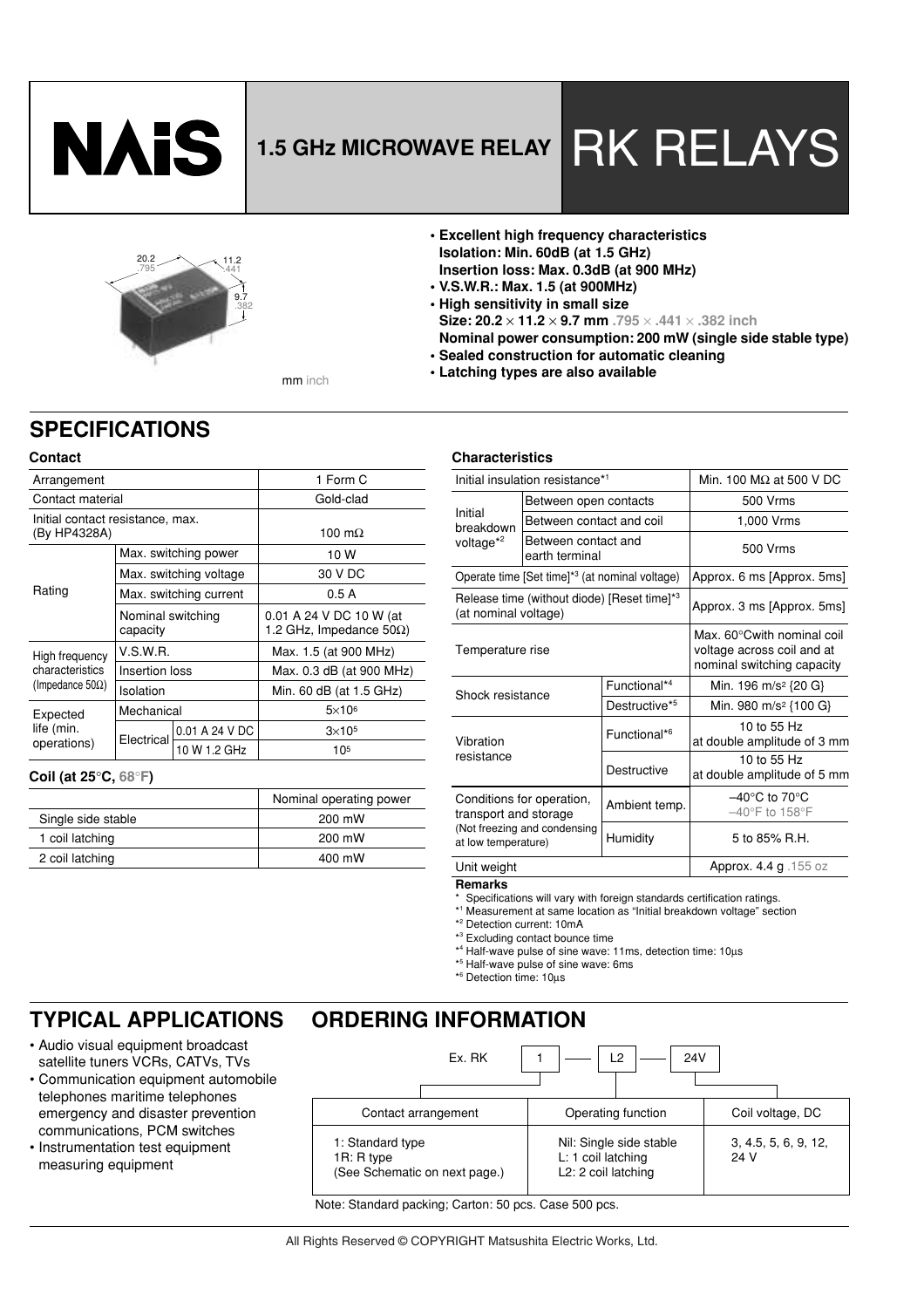# NAiS

## 1.5 GHz MICROWAVE RELAY

# RK RELAYS

mm inch

- **Excellent high frequency characteristics**
  **Isolation: Min. 60dB (at 1.5 GHz)**
  **Insertion loss: Max. 0.3dB (at 900 MHz)**
- **V.S.W.R.: Max. 1.5 (at 900MHz)**
- **High sensitivity in small size**
  **Size: 20.2 × 11.2 × 9.7 mm .795 × .441 × .382 inch**
  **Nominal power consumption: 200 mW (single side stable type)**
- **Sealed construction for automatic cleaning**
- **Latching types are also available**

## SPECIFICATIONS

### Contact

| Arrangement | | | 1 Form C |
|---|---|---|---|
| Contact material | | | Gold-clad |
| Initial contact resistance, max. (By HP4328A) | | | 100 mΩ |
| Rating | Max. switching power | | 10 W |
| | Max. switching voltage | | 30 V DC |
| | Max. switching current | | 0.5 A |
| | Nominal switching capacity | | 0.01 A 24 V DC 10 W (at 1.2 GHz, Impedance 50Ω) |
| High frequency characteristics (Impedance 50Ω) | V.S.W.R. | | Max. 1.5 (at 900 MHz) |
| | Insertion loss | | Max. 0.3 dB (at 900 MHz) |
| | Isolation | | Min. 60 dB (at 1.5 GHz) |
| Expected life (min. operations) | Mechanical | | $5\times10^6$ |
| | Electrical | 0.01 A 24 V DC | $3\times10^5$ |
| | | 10 W 1.2 GHz | $10^5$ |

### Coil (at 25°C, 68°F)

| | Nominal operating power |
|---|---|
| Single side stable | 200 mW |
| 1 coil latching | 200 mW |
| 2 coil latching | 400 mW |

### Characteristics

| Initial insulation resistance*1 | | Min. 100 MΩ at 500 V DC |
|---|---|---|
| Initial breakdown voltage*2 | Between open contacts | 500 Vrms |
| | Between contact and coil | 1,000 Vrms |
| | Between contact and earth terminal | 500 Vrms |
| Operate time [Set time]*3 (at nominal voltage) | | Approx. 6 ms [Approx. 5ms] |
| Release time (without diode) [Reset time]*3 (at nominal voltage) | | Approx. 3 ms [Approx. 5ms] |
| Temperature rise | | Max. 60°Cwith nominal coil voltage across coil and at nominal switching capacity |
| Shock resistance | Functional*4 | Min. 196 m/s² {20 G} |
| | Destructive*5 | Min. 980 m/s² {100 G} |
| Vibration resistance | Functional*6 | 10 to 55 Hz at double amplitude of 3 mm |
| | Destructive | 10 to 55 Hz at double amplitude of 5 mm |
| Conditions for operation, transport and storage (Not freezing and condensing at low temperature) | Ambient temp. | –40°C to 70°C –40°F to 158°F |
| | Humidity | 5 to 85% R.H. |
| Unit weight | | Approx. 4.4 g .155 oz |

**Remarks**

\* Specifications will vary with foreign standards certification ratings.
*1 Measurement at same location as "Initial breakdown voltage" section
*2 Detection current: 10mA
*3 Excluding contact bounce time
*4 Half-wave pulse of sine wave: 11ms, detection time: 10µs
*5 Half-wave pulse of sine wave: 6ms
*6 Detection time: 10µs

## TYPICAL APPLICATIONS

- Audio visual equipment broadcast satellite tuners VCRs, CATVs, TVs
- Communication equipment automobile telephones maritime telephones emergency and disaster prevention communications, PCM switches
- Instrumentation test equipment measuring equipment

## ORDERING INFORMATION

Ex. RK | 1 | L2 | 24V

| Contact arrangement | Operating function | Coil voltage, DC |
|---|---|---|
| 1: Standard type<br>1R: R type<br>(See Schematic on next page.) | Nil: Single side stable<br>L: 1 coil latching<br>L2: 2 coil latching | 3, 4.5, 5, 6, 9, 12, 24 V |

Note: Standard packing; Carton: 50 pcs. Case 500 pcs.

All Rights Reserved © COPYRIGHT Matsushita Electric Works, Ltd.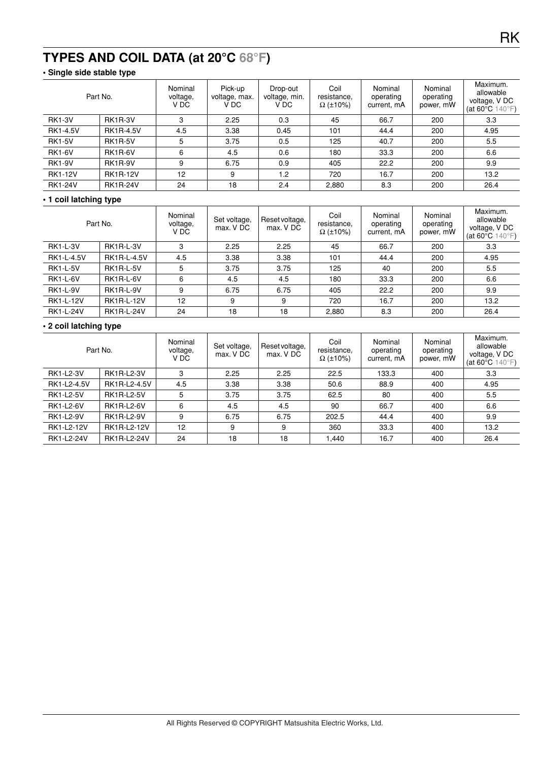## TYPES AND COIL DATA (at 20°C 68°F)

**• Single side stable type**

| Part No. | | Nominal voltage, V DC | Pick-up voltage, max. V DC | Drop-out voltage, min. V DC | Coil resistance, Ω (±10%) | Nominal operating current, mA | Nominal operating power, mW | Maximum. allowable voltage, V DC (at 60°C 140°F) |
|---|---|---|---|---|---|---|---|---|
| RK1-3V | RK1R-3V | 3 | 2.25 | 0.3 | 45 | 66.7 | 200 | 3.3 |
| RK1-4.5V | RK1R-4.5V | 4.5 | 3.38 | 0.45 | 101 | 44.4 | 200 | 4.95 |
| RK1-5V | RK1R-5V | 5 | 3.75 | 0.5 | 125 | 40.7 | 200 | 5.5 |
| RK1-6V | RK1R-6V | 6 | 4.5 | 0.6 | 180 | 33.3 | 200 | 6.6 |
| RK1-9V | RK1R-9V | 9 | 6.75 | 0.9 | 405 | 22.2 | 200 | 9.9 |
| RK1-12V | RK1R-12V | 12 | 9 | 1.2 | 720 | 16.7 | 200 | 13.2 |
| RK1-24V | RK1R-24V | 24 | 18 | 2.4 | 2,880 | 8.3 | 200 | 26.4 |

**• 1 coil latching type**

| Part No. | | Nominal voltage, V DC | Set voltage, max. V DC | Reset voltage, max. V DC | Coil resistance, Ω (±10%) | Nominal operating current, mA | Nominal operating power, mW | Maximum. allowable voltage, V DC (at 60°C 140°F) |
|---|---|---|---|---|---|---|---|---|
| RK1-L-3V | RK1R-L-3V | 3 | 2.25 | 2.25 | 45 | 66.7 | 200 | 3.3 |
| RK1-L-4.5V | RK1R-L-4.5V | 4.5 | 3.38 | 3.38 | 101 | 44.4 | 200 | 4.95 |
| RK1-L-5V | RK1R-L-5V | 5 | 3.75 | 3.75 | 125 | 40 | 200 | 5.5 |
| RK1-L-6V | RK1R-L-6V | 6 | 4.5 | 4.5 | 180 | 33.3 | 200 | 6.6 |
| RK1-L-9V | RK1R-L-9V | 9 | 6.75 | 6.75 | 405 | 22.2 | 200 | 9.9 |
| RK1-L-12V | RK1R-L-12V | 12 | 9 | 9 | 720 | 16.7 | 200 | 13.2 |
| RK1-L-24V | RK1R-L-24V | 24 | 18 | 18 | 2,880 | 8.3 | 200 | 26.4 |

**• 2 coil latching type**

| Part No. | | Nominal voltage, V DC | Set voltage, max. V DC | Reset voltage, max. V DC | Coil resistance, Ω (±10%) | Nominal operating current, mA | Nominal operating power, mW | Maximum. allowable voltage, V DC (at 60°C 140°F) |
|---|---|---|---|---|---|---|---|---|
| RK1-L2-3V | RK1R-L2-3V | 3 | 2.25 | 2.25 | 22.5 | 133.3 | 400 | 3.3 |
| RK1-L2-4.5V | RK1R-L2-4.5V | 4.5 | 3.38 | 3.38 | 50.6 | 88.9 | 400 | 4.95 |
| RK1-L2-5V | RK1R-L2-5V | 5 | 3.75 | 3.75 | 62.5 | 80 | 400 | 5.5 |
| RK1-L2-6V | RK1R-L2-6V | 6 | 4.5 | 4.5 | 90 | 66.7 | 400 | 6.6 |
| RK1-L2-9V | RK1R-L2-9V | 9 | 6.75 | 6.75 | 202.5 | 44.4 | 400 | 9.9 |
| RK1-L2-12V | RK1R-L2-12V | 12 | 9 | 9 | 360 | 33.3 | 400 | 13.2 |
| RK1-L2-24V | RK1R-L2-24V | 24 | 18 | 18 | 1,440 | 16.7 | 400 | 26.4 |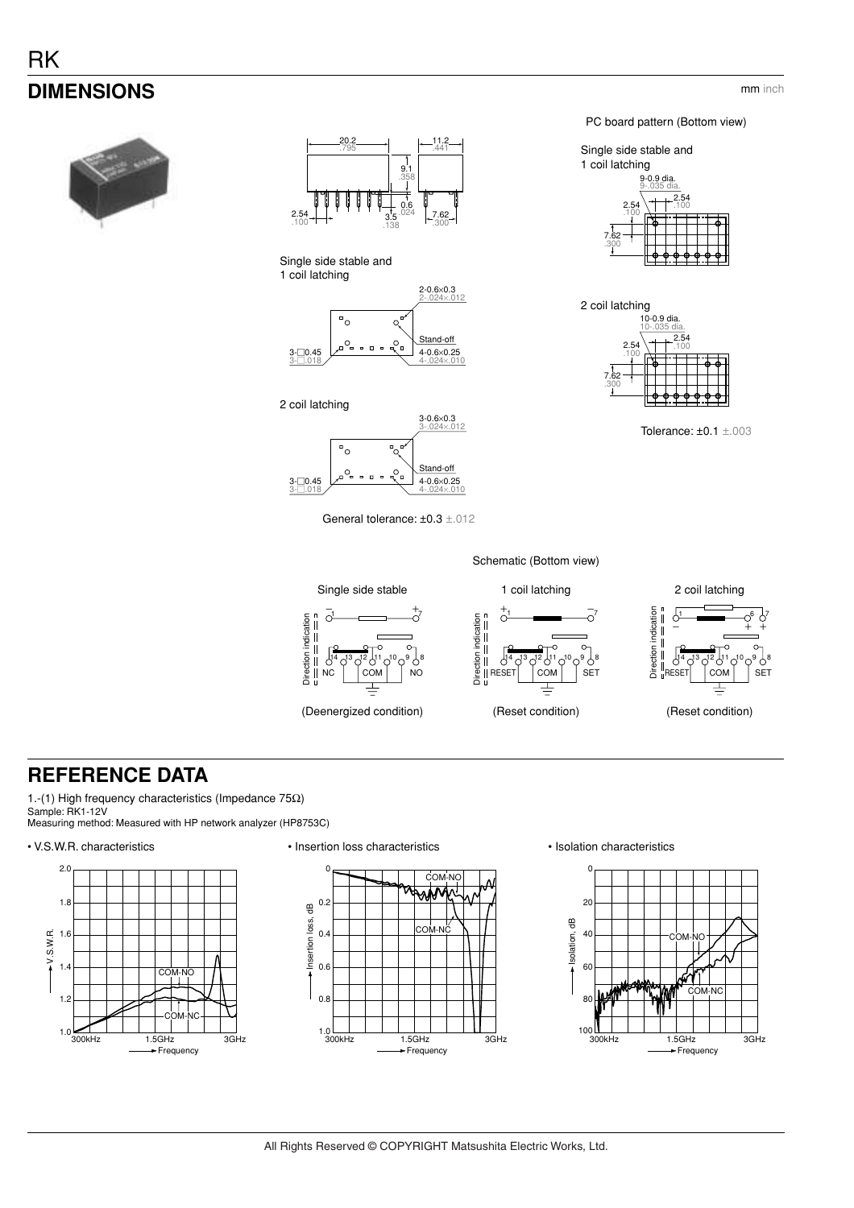## DIMENSIONS

mm inch

20.2 .795

11.2 .441

9.1 .358

0.6 .024

2.54 .100

3.5 .138

7.62 .300

Single side stable and 1 coil latching

2-0.6×0.3 2-.024×.012

Stand-off

3-□0.45 3-□.018

4-0.6×0.25 4-.024×.010

2 coil latching

3-0.6×0.3 3-.024×.012

Stand-off

3-□0.45 3-□.018

4-0.6×0.25 4-.024×.010

General tolerance: ±0.3 ±.012

PC board pattern (Bottom view)

Single side stable and 1 coil latching

9-0.9 dia. 9-.035 dia.

2.54 .100

2.54 .100

7.62 .300

2 coil latching

10-0.9 dia. 10-.035 dia.

2.54 .100

2.54 .100

7.62 .300

Tolerance: ±0.1 ±.003

Schematic (Bottom view)

Single side stable — (Deenergized condition)

1 coil latching — (Reset condition)

2 coil latching — (Reset condition)

## REFERENCE DATA

1.-(1) High frequency characteristics (Impedance 75Ω)
Sample: RK1-12V
Measuring method: Measured with HP network analyzer (HP8753C)

- V.S.W.R. characteristics
- Insertion loss characteristics
- Isolation characteristics

All Rights Reserved © COPYRIGHT Matsushita Electric Works, Ltd.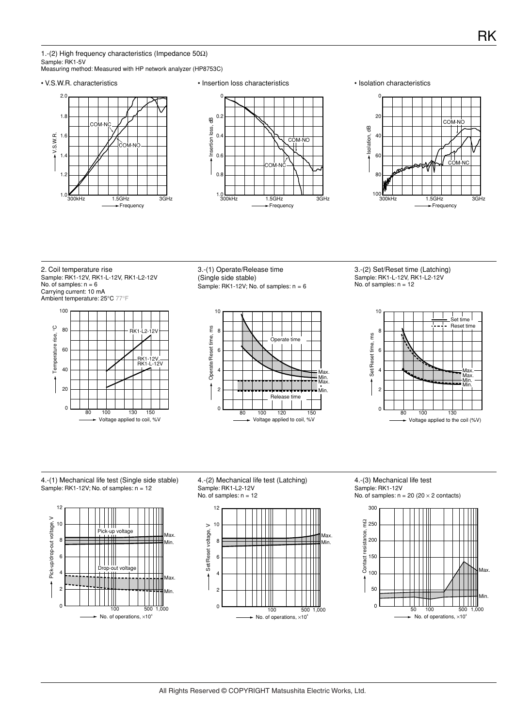### 1.-(2) High frequency characteristics (Impedance 50Ω)

Sample: RK1-5V
Measuring method: Measured with HP network analyzer (HP8753C)

- V.S.W.R. characteristics

V.S.W.R. (1.0 – 2.0); Frequency (300kHz, 1.5GHz, 3GHz); COM-NC, COM-NO

- Insertion loss characteristics

Insertion loss, dB (0 – 1.0); Frequency (300kHz, 1.5GHz, 3GHz); COM-NO, COM-NC

- Isolation characteristics

Isolation, dB (0 – 100); Frequency (300kHz, 1.5GHz, 3GHz); COM-NO, COM-NC

### 2. Coil temperature rise

Sample: RK1-12V, RK1-L-12V, RK1-L2-12V
No. of samples: n = 6
Carrying current: 10 mA
Ambient temperature: 25°C 77°F

Temperature rise, °C (0 – 100); Voltage applied to coil, %V (80, 100, 130, 150); RK1-L2-12V; RK1-12V, RK1-L-12V

### 3.-(1) Operate/Release time (Single side stable)

Sample: RK1-12V; No. of samples: n = 6

Operate/Release time, ms (0 – 10); Voltage applied to coil, %V (80, 100, 120, 150); Operate time (Max., Min.); Release time (Max., Min.)

### 3.-(2) Set/Reset time (Latching)

Sample: RK1-L-12V, RK1-L2-12V
No. of samples: n = 12

Set/Reset time, ms (0 – 10); Voltage applied to the coil (%V) (80, 100, 130); Set time, Reset time (Max., Max., Min., Min.)

### 4.-(1) Mechanical life test (Single side stable)

Sample: RK1-12V; No. of samples: n = 12

Pick-up/drop-out voltage, V (0 – 12); No. of operations, $\times10^4$ (100, 500, 1,000); Pick-up voltage (Max., Min.); Drop-out voltage (Max., Min.)

### 4.-(2) Mechanical life test (Latching)

Sample: RK1-L2-12V
No. of samples: n = 12

Set/Reset voltage, V (0 – 12); No. of operations, $\times10^4$ (100, 500, 1,000); Max., Min.

### 4.-(3) Mechanical life test

Sample: RK1-12V
No. of samples: n = 20 (20 × 2 contacts)

Contact resistance, mΩ (0 – 300); No. of operations, $\times10^4$ (50, 100, 500, 1,000); Max., Min.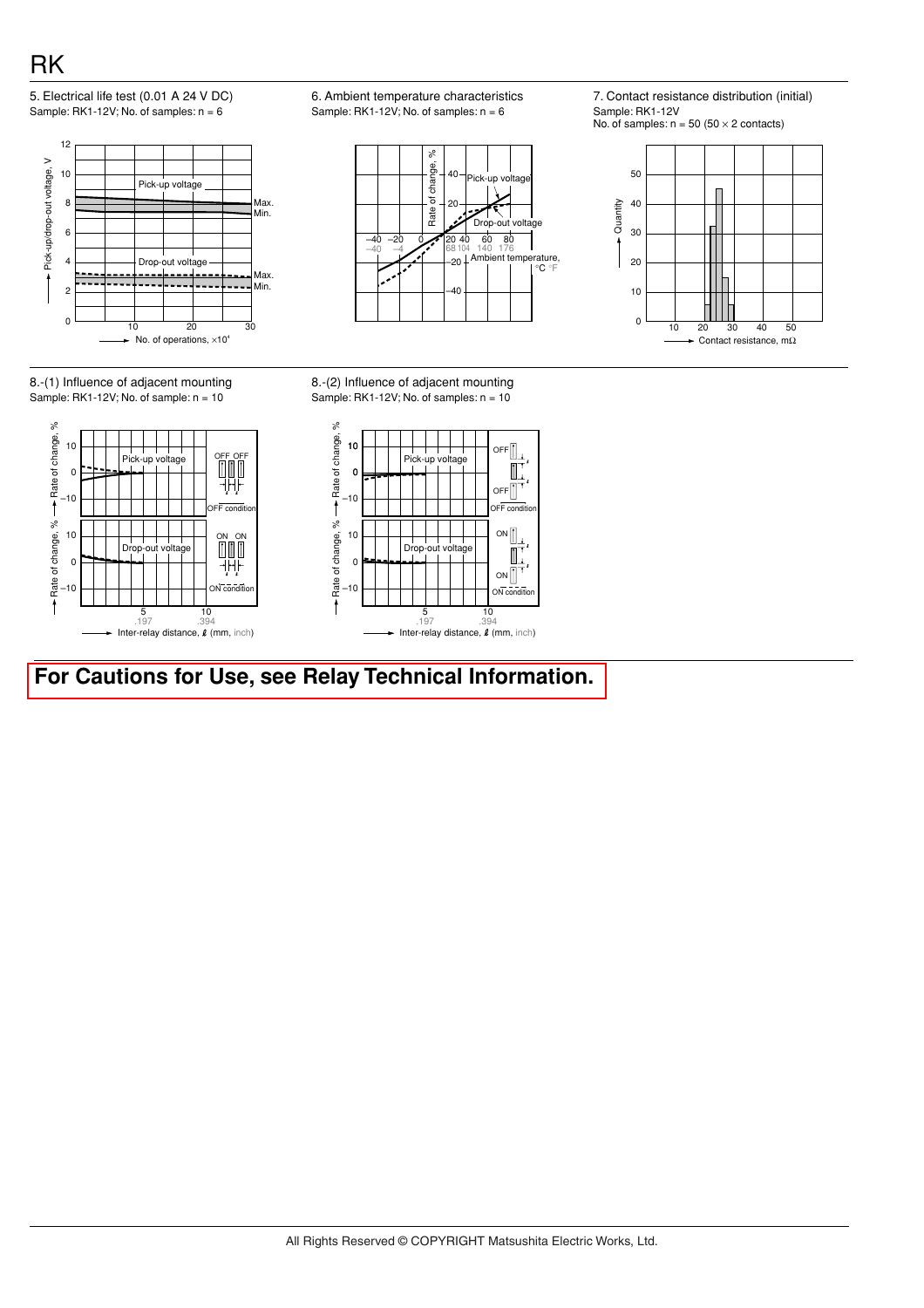5. Electrical life test (0.01 A 24 V DC)
Sample: RK1-12V; No. of samples: n = 6

Pick-up/drop-out voltage, V
12
10
8
6
4
2
0
Pick-up voltage
Max.
Min.
Drop-out voltage
Max.
Min.
10
20
30
No. of operations, ×10[4]

6. Ambient temperature characteristics
Sample: RK1-12V; No. of samples: n = 6

Rate of change, %
40
20
–20
–40
Pick-up voltage
Drop-out voltage
–40 –20 0 20 40 60 80
–40 –4 68 104 140 176
Ambient temperature, °C °F

7. Contact resistance distribution (initial)
Sample: RK1-12V
No. of samples: n = 50 (50 × 2 contacts)

Quantity
50
40
30
20
10
0
10 20 30 40 50
Contact resistance, mΩ

8.-(1) Influence of adjacent mounting
Sample: RK1-12V; No. of sample: n = 10

Rate of change, %
10
0
–10
Pick-up voltage
OFF OFF
OFF condition
Rate of change, %
10
0
–10
Drop-out voltage
ON ON
ON condition
5
.197
10
.394
Inter-relay distance, ℓ (mm, inch)

8.-(2) Influence of adjacent mounting
Sample: RK1-12V; No. of samples: n = 10

Rate of change, %
10
0
–10
Pick-up voltage
OFF
OFF
OFF condition
Rate of change, %
10
0
–10
Drop-out voltage
ON
ON
ON condition
5
.197
10
.394
Inter-relay distance, ℓ (mm, inch)

**For Cautions for Use, see Relay Technical Information.**

All Rights Reserved © COPYRIGHT Matsushita Electric Works, Ltd.